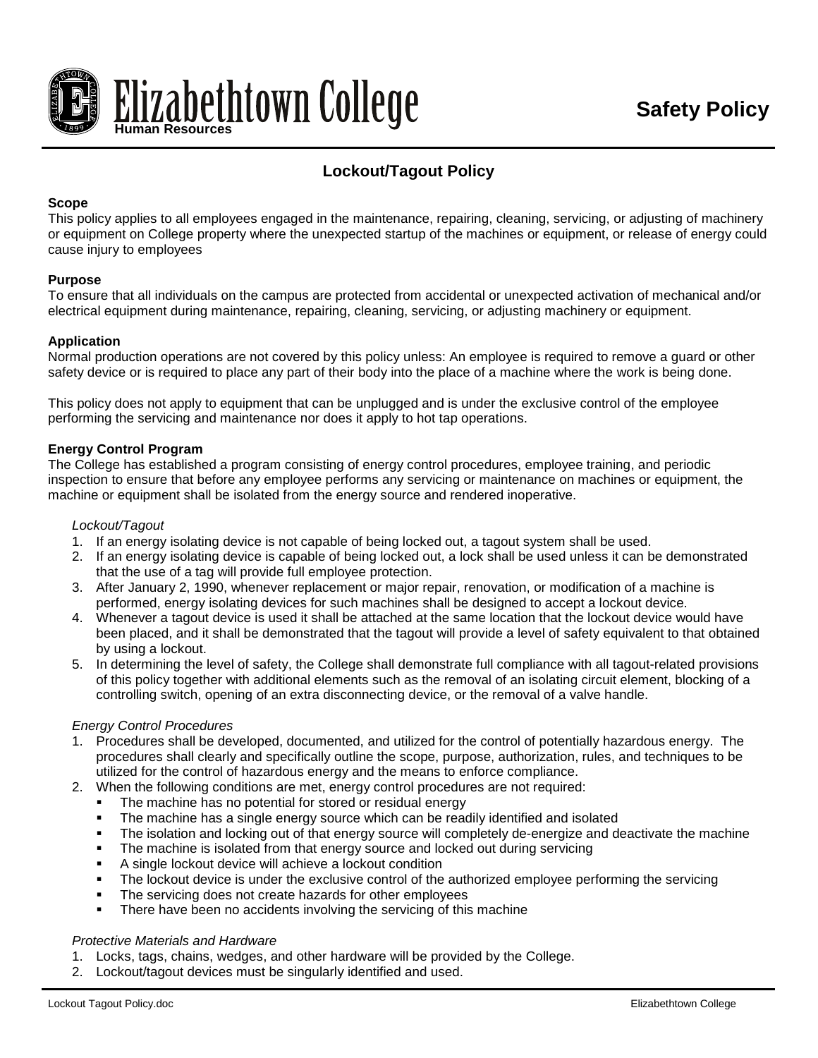# Elizabethtown College

Human Resources

**Safety Policy**

## Lockout/Tagout Policy

**Scope**

This policy applies to all employees engaged in the maintenance, repairing, cleaning, servicing, or adjusting of machinery or equipment on College property where the unexpected startup of the machines or equipment, or release of energy could cause injury to employees

**Purpose**

To ensure that all individuals on the campus are protected from accidental or unexpected activation of mechanical and/or electrical equipment during maintenance, repairing, cleaning, servicing, or adjusting machinery or equipment.

**Application**

Normal production operations are not covered by this policy unless: An employee is required to remove a guard or other safety device or is required to place any part of their body into the place of a machine where the work is being done.

This policy does not apply to equipment that can be unplugged and is under the exclusive control of the employee performing the servicing and maintenance nor does it apply to hot tap operations.

**Energy Control Program**

The College has established a program consisting of energy control procedures, employee training, and periodic inspection to ensure that before any employee performs any servicing or maintenance on machines or equipment, the machine or equipment shall be isolated from the energy source and rendered inoperative.

*Lockout/Tagout*

1. If an energy isolating device is not capable of being locked out, a tagout system shall be used.
2. If an energy isolating device is capable of being locked out, a lock shall be used unless it can be demonstrated that the use of a tag will provide full employee protection.
3. After January 2, 1990, whenever replacement or major repair, renovation, or modification of a machine is performed, energy isolating devices for such machines shall be designed to accept a lockout device.
4. Whenever a tagout device is used it shall be attached at the same location that the lockout device would have been placed, and it shall be demonstrated that the tagout will provide a level of safety equivalent to that obtained by using a lockout.
5. In determining the level of safety, the College shall demonstrate full compliance with all tagout-related provisions of this policy together with additional elements such as the removal of an isolating circuit element, blocking of a controlling switch, opening of an extra disconnecting device, or the removal of a valve handle.

*Energy Control Procedures*

1. Procedures shall be developed, documented, and utilized for the control of potentially hazardous energy. The procedures shall clearly and specifically outline the scope, purpose, authorization, rules, and techniques to be utilized for the control of hazardous energy and the means to enforce compliance.
2. When the following conditions are met, energy control procedures are not required:
   - The machine has no potential for stored or residual energy
   - The machine has a single energy source which can be readily identified and isolated
   - The isolation and locking out of that energy source will completely de-energize and deactivate the machine
   - The machine is isolated from that energy source and locked out during servicing
   - A single lockout device will achieve a lockout condition
   - The lockout device is under the exclusive control of the authorized employee performing the servicing
   - The servicing does not create hazards for other employees
   - There have been no accidents involving the servicing of this machine

*Protective Materials and Hardware*

1. Locks, tags, chains, wedges, and other hardware will be provided by the College.
2. Lockout/tagout devices must be singularly identified and used.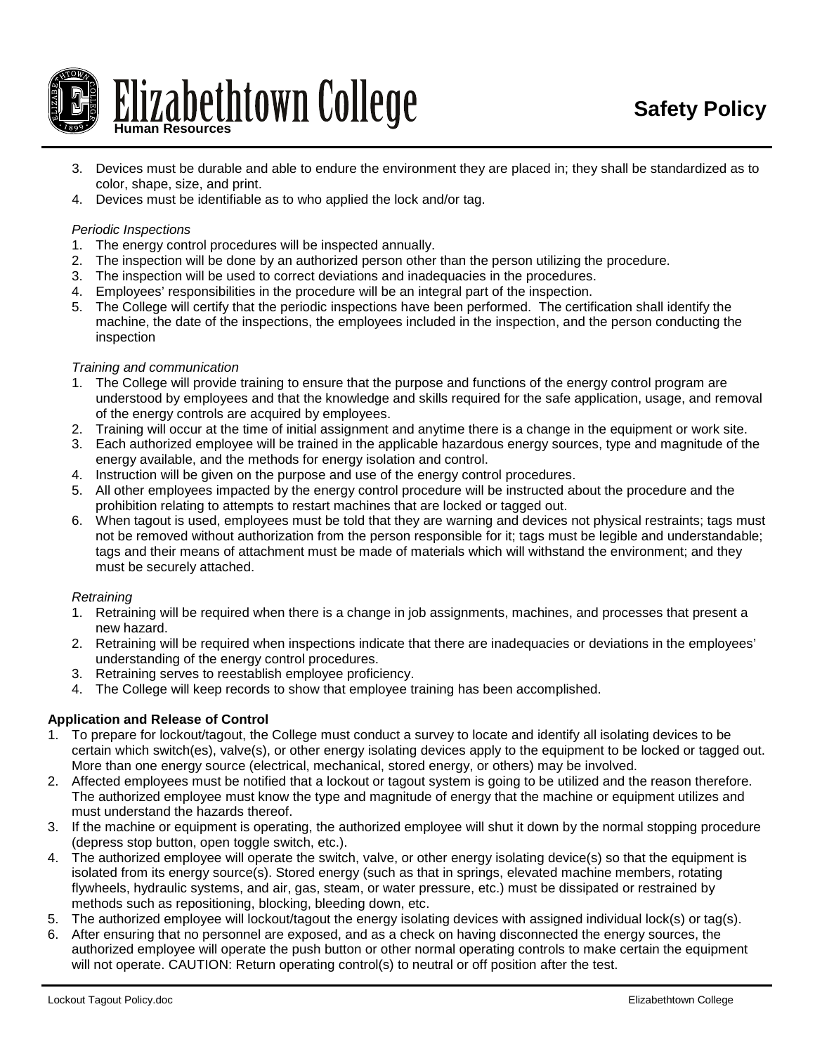3. Devices must be durable and able to endure the environment they are placed in; they shall be standardized as to color, shape, size, and print.
4. Devices must be identifiable as to who applied the lock and/or tag.

*Periodic Inspections*

1. The energy control procedures will be inspected annually.
2. The inspection will be done by an authorized person other than the person utilizing the procedure.
3. The inspection will be used to correct deviations and inadequacies in the procedures.
4. Employees' responsibilities in the procedure will be an integral part of the inspection.
5. The College will certify that the periodic inspections have been performed. The certification shall identify the machine, the date of the inspections, the employees included in the inspection, and the person conducting the inspection

*Training and communication*

1. The College will provide training to ensure that the purpose and functions of the energy control program are understood by employees and that the knowledge and skills required for the safe application, usage, and removal of the energy controls are acquired by employees.
2. Training will occur at the time of initial assignment and anytime there is a change in the equipment or work site.
3. Each authorized employee will be trained in the applicable hazardous energy sources, type and magnitude of the energy available, and the methods for energy isolation and control.
4. Instruction will be given on the purpose and use of the energy control procedures.
5. All other employees impacted by the energy control procedure will be instructed about the procedure and the prohibition relating to attempts to restart machines that are locked or tagged out.
6. When tagout is used, employees must be told that they are warning and devices not physical restraints; tags must not be removed without authorization from the person responsible for it; tags must be legible and understandable; tags and their means of attachment must be made of materials which will withstand the environment; and they must be securely attached.

*Retraining*

1. Retraining will be required when there is a change in job assignments, machines, and processes that present a new hazard.
2. Retraining will be required when inspections indicate that there are inadequacies or deviations in the employees' understanding of the energy control procedures.
3. Retraining serves to reestablish employee proficiency.
4. The College will keep records to show that employee training has been accomplished.

**Application and Release of Control**

1. To prepare for lockout/tagout, the College must conduct a survey to locate and identify all isolating devices to be certain which switch(es), valve(s), or other energy isolating devices apply to the equipment to be locked or tagged out. More than one energy source (electrical, mechanical, stored energy, or others) may be involved.
2. Affected employees must be notified that a lockout or tagout system is going to be utilized and the reason therefore. The authorized employee must know the type and magnitude of energy that the machine or equipment utilizes and must understand the hazards thereof.
3. If the machine or equipment is operating, the authorized employee will shut it down by the normal stopping procedure (depress stop button, open toggle switch, etc.).
4. The authorized employee will operate the switch, valve, or other energy isolating device(s) so that the equipment is isolated from its energy source(s). Stored energy (such as that in springs, elevated machine members, rotating flywheels, hydraulic systems, and air, gas, steam, or water pressure, etc.) must be dissipated or restrained by methods such as repositioning, blocking, bleeding down, etc.
5. The authorized employee will lockout/tagout the energy isolating devices with assigned individual lock(s) or tag(s).
6. After ensuring that no personnel are exposed, and as a check on having disconnected the energy sources, the authorized employee will operate the push button or other normal operating controls to make certain the equipment will not operate. CAUTION: Return operating control(s) to neutral or off position after the test.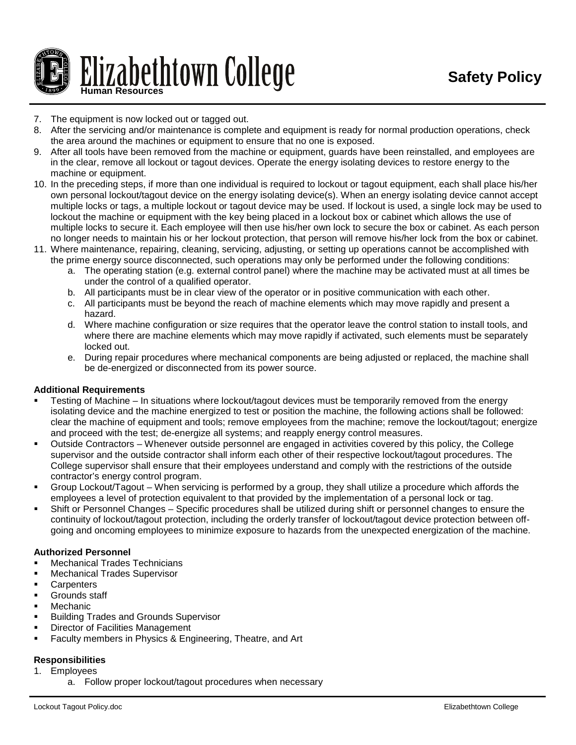7. The equipment is now locked out or tagged out.
8. After the servicing and/or maintenance is complete and equipment is ready for normal production operations, check the area around the machines or equipment to ensure that no one is exposed.
9. After all tools have been removed from the machine or equipment, guards have been reinstalled, and employees are in the clear, remove all lockout or tagout devices. Operate the energy isolating devices to restore energy to the machine or equipment.
10. In the preceding steps, if more than one individual is required to lockout or tagout equipment, each shall place his/her own personal lockout/tagout device on the energy isolating device(s). When an energy isolating device cannot accept multiple locks or tags, a multiple lockout or tagout device may be used. If lockout is used, a single lock may be used to lockout the machine or equipment with the key being placed in a lockout box or cabinet which allows the use of multiple locks to secure it. Each employee will then use his/her own lock to secure the box or cabinet. As each person no longer needs to maintain his or her lockout protection, that person will remove his/her lock from the box or cabinet.
11. Where maintenance, repairing, cleaning, servicing, adjusting, or setting up operations cannot be accomplished with the prime energy source disconnected, such operations may only be performed under the following conditions:
    a. The operating station (e.g. external control panel) where the machine may be activated must at all times be under the control of a qualified operator.
    b. All participants must be in clear view of the operator or in positive communication with each other.
    c. All participants must be beyond the reach of machine elements which may move rapidly and present a hazard.
    d. Where machine configuration or size requires that the operator leave the control station to install tools, and where there are machine elements which may move rapidly if activated, such elements must be separately locked out.
    e. During repair procedures where mechanical components are being adjusted or replaced, the machine shall be de-energized or disconnected from its power source.

**Additional Requirements**

- Testing of Machine – In situations where lockout/tagout devices must be temporarily removed from the energy isolating device and the machine energized to test or position the machine, the following actions shall be followed: clear the machine of equipment and tools; remove employees from the machine; remove the lockout/tagout; energize and proceed with the test; de-energize all systems; and reapply energy control measures.
- Outside Contractors – Whenever outside personnel are engaged in activities covered by this policy, the College supervisor and the outside contractor shall inform each other of their respective lockout/tagout procedures. The College supervisor shall ensure that their employees understand and comply with the restrictions of the outside contractor's energy control program.
- Group Lockout/Tagout – When servicing is performed by a group, they shall utilize a procedure which affords the employees a level of protection equivalent to that provided by the implementation of a personal lock or tag.
- Shift or Personnel Changes – Specific procedures shall be utilized during shift or personnel changes to ensure the continuity of lockout/tagout protection, including the orderly transfer of lockout/tagout device protection between off-going and oncoming employees to minimize exposure to hazards from the unexpected energization of the machine.

**Authorized Personnel**

- Mechanical Trades Technicians
- Mechanical Trades Supervisor
- Carpenters
- Grounds staff
- Mechanic
- Building Trades and Grounds Supervisor
- Director of Facilities Management
- Faculty members in Physics & Engineering, Theatre, and Art

**Responsibilities**

1. Employees
    a. Follow proper lockout/tagout procedures when necessary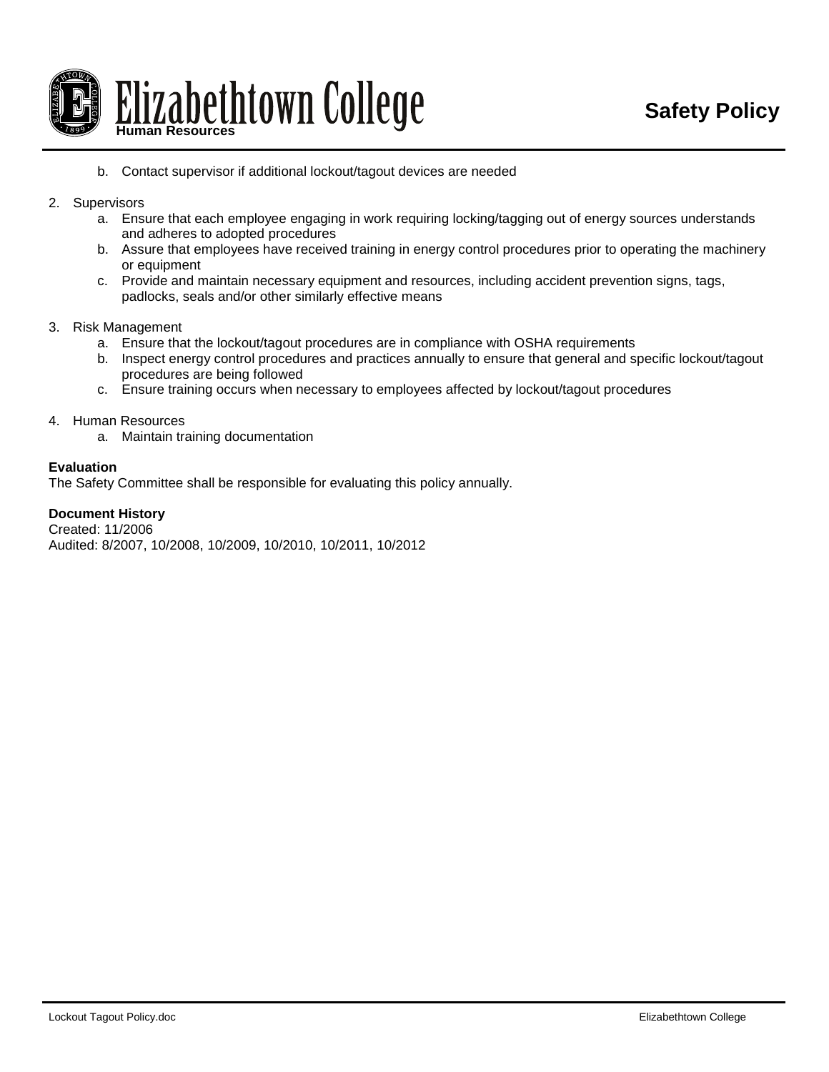b. Contact supervisor if additional lockout/tagout devices are needed

2. Supervisors
   a. Ensure that each employee engaging in work requiring locking/tagging out of energy sources understands and adheres to adopted procedures
   b. Assure that employees have received training in energy control procedures prior to operating the machinery or equipment
   c. Provide and maintain necessary equipment and resources, including accident prevention signs, tags, padlocks, seals and/or other similarly effective means

3. Risk Management
   a. Ensure that the lockout/tagout procedures are in compliance with OSHA requirements
   b. Inspect energy control procedures and practices annually to ensure that general and specific lockout/tagout procedures are being followed
   c. Ensure training occurs when necessary to employees affected by lockout/tagout procedures

4. Human Resources
   a. Maintain training documentation

**Evaluation**

The Safety Committee shall be responsible for evaluating this policy annually.

**Document History**

Created: 11/2006

Audited: 8/2007, 10/2008, 10/2009, 10/2010, 10/2011, 10/2012